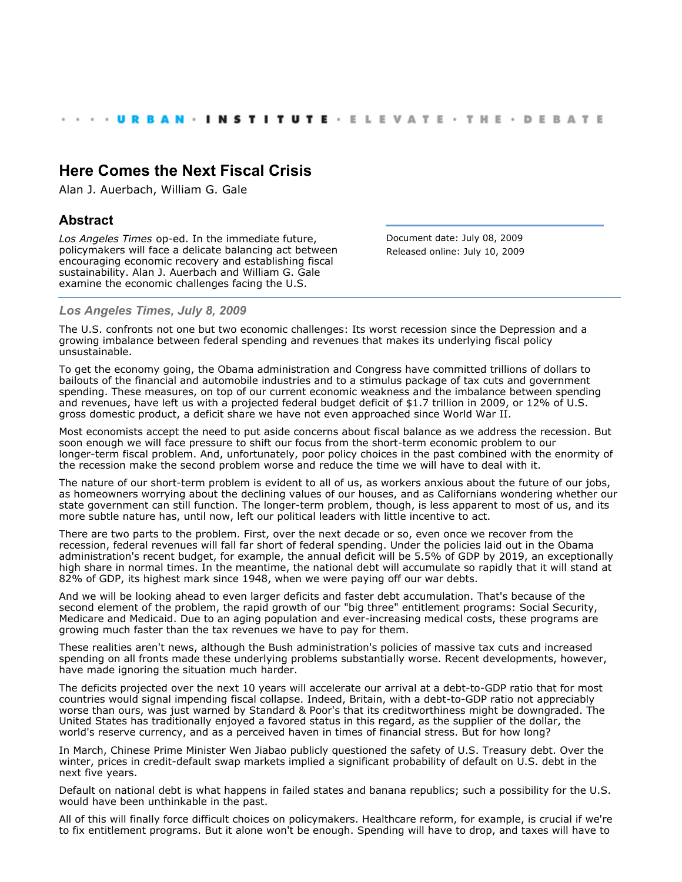· · · · URBAN · INSTITUTE · ELEVATE · THE · DEBATE

# Here Comes the Next Fiscal Crisis

Alan J. Auerbach, William G. Gale

## Abstract

*Los Angeles Times* op-ed. In the immediate future, policymakers will face a delicate balancing act between encouraging economic recovery and establishing fiscal sustainability. Alan J. Auerbach and William G. Gale examine the economic challenges facing the U.S.

Document date: July 08, 2009
Released online: July 10, 2009

### *Los Angeles Times, July 8, 2009*

The U.S. confronts not one but two economic challenges: Its worst recession since the Depression and a growing imbalance between federal spending and revenues that makes its underlying fiscal policy unsustainable.

To get the economy going, the Obama administration and Congress have committed trillions of dollars to bailouts of the financial and automobile industries and to a stimulus package of tax cuts and government spending. These measures, on top of our current economic weakness and the imbalance between spending and revenues, have left us with a projected federal budget deficit of $1.7 trillion in 2009, or 12% of U.S. gross domestic product, a deficit share we have not even approached since World War II.

Most economists accept the need to put aside concerns about fiscal balance as we address the recession. But soon enough we will face pressure to shift our focus from the short-term economic problem to our longer-term fiscal problem. And, unfortunately, poor policy choices in the past combined with the enormity of the recession make the second problem worse and reduce the time we will have to deal with it.

The nature of our short-term problem is evident to all of us, as workers anxious about the future of our jobs, as homeowners worrying about the declining values of our houses, and as Californians wondering whether our state government can still function. The longer-term problem, though, is less apparent to most of us, and its more subtle nature has, until now, left our political leaders with little incentive to act.

There are two parts to the problem. First, over the next decade or so, even once we recover from the recession, federal revenues will fall far short of federal spending. Under the policies laid out in the Obama administration's recent budget, for example, the annual deficit will be 5.5% of GDP by 2019, an exceptionally high share in normal times. In the meantime, the national debt will accumulate so rapidly that it will stand at 82% of GDP, its highest mark since 1948, when we were paying off our war debts.

And we will be looking ahead to even larger deficits and faster debt accumulation. That's because of the second element of the problem, the rapid growth of our "big three" entitlement programs: Social Security, Medicare and Medicaid. Due to an aging population and ever-increasing medical costs, these programs are growing much faster than the tax revenues we have to pay for them.

These realities aren't news, although the Bush administration's policies of massive tax cuts and increased spending on all fronts made these underlying problems substantially worse. Recent developments, however, have made ignoring the situation much harder.

The deficits projected over the next 10 years will accelerate our arrival at a debt-to-GDP ratio that for most countries would signal impending fiscal collapse. Indeed, Britain, with a debt-to-GDP ratio not appreciably worse than ours, was just warned by Standard & Poor's that its creditworthiness might be downgraded. The United States has traditionally enjoyed a favored status in this regard, as the supplier of the dollar, the world's reserve currency, and as a perceived haven in times of financial stress. But for how long?

In March, Chinese Prime Minister Wen Jiabao publicly questioned the safety of U.S. Treasury debt. Over the winter, prices in credit-default swap markets implied a significant probability of default on U.S. debt in the next five years.

Default on national debt is what happens in failed states and banana republics; such a possibility for the U.S. would have been unthinkable in the past.

All of this will finally force difficult choices on policymakers. Healthcare reform, for example, is crucial if we're to fix entitlement programs. But it alone won't be enough. Spending will have to drop, and taxes will have to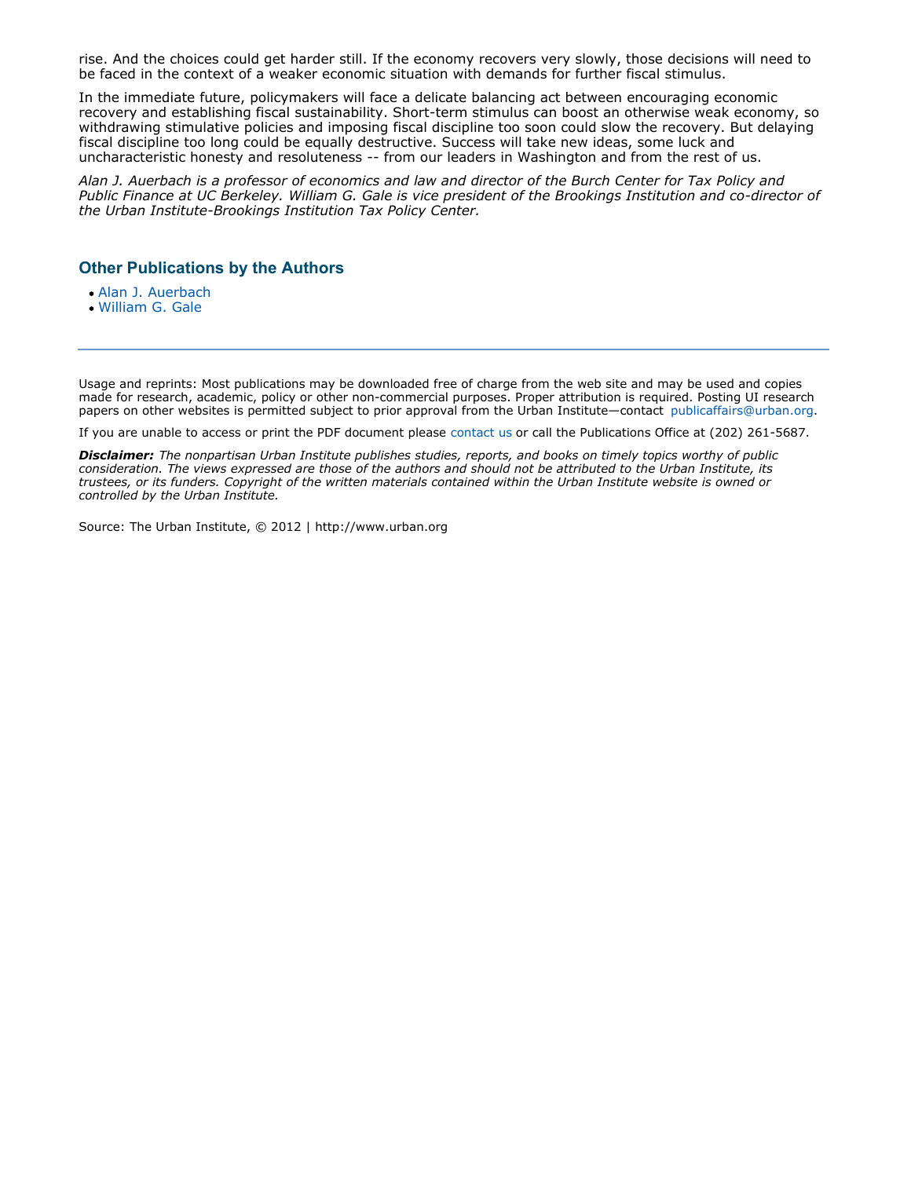rise. And the choices could get harder still. If the economy recovers very slowly, those decisions will need to be faced in the context of a weaker economic situation with demands for further fiscal stimulus.

In the immediate future, policymakers will face a delicate balancing act between encouraging economic recovery and establishing fiscal sustainability. Short-term stimulus can boost an otherwise weak economy, so withdrawing stimulative policies and imposing fiscal discipline too soon could slow the recovery. But delaying fiscal discipline too long could be equally destructive. Success will take new ideas, some luck and uncharacteristic honesty and resoluteness -- from our leaders in Washington and from the rest of us.

*Alan J. Auerbach is a professor of economics and law and director of the Burch Center for Tax Policy and Public Finance at UC Berkeley. William G. Gale is vice president of the Brookings Institution and co-director of the Urban Institute-Brookings Institution Tax Policy Center.*

## Other Publications by the Authors

- Alan J. Auerbach
- William G. Gale

---

Usage and reprints: Most publications may be downloaded free of charge from the web site and may be used and copies made for research, academic, policy or other non-commercial purposes. Proper attribution is required. Posting UI research papers on other websites is permitted subject to prior approval from the Urban Institute—contact publicaffairs@urban.org.

If you are unable to access or print the PDF document please contact us or call the Publications Office at (202) 261-5687.

***Disclaimer:*** *The nonpartisan Urban Institute publishes studies, reports, and books on timely topics worthy of public consideration. The views expressed are those of the authors and should not be attributed to the Urban Institute, its trustees, or its funders. Copyright of the written materials contained within the Urban Institute website is owned or controlled by the Urban Institute.*

Source: The Urban Institute, © 2012 | http://www.urban.org